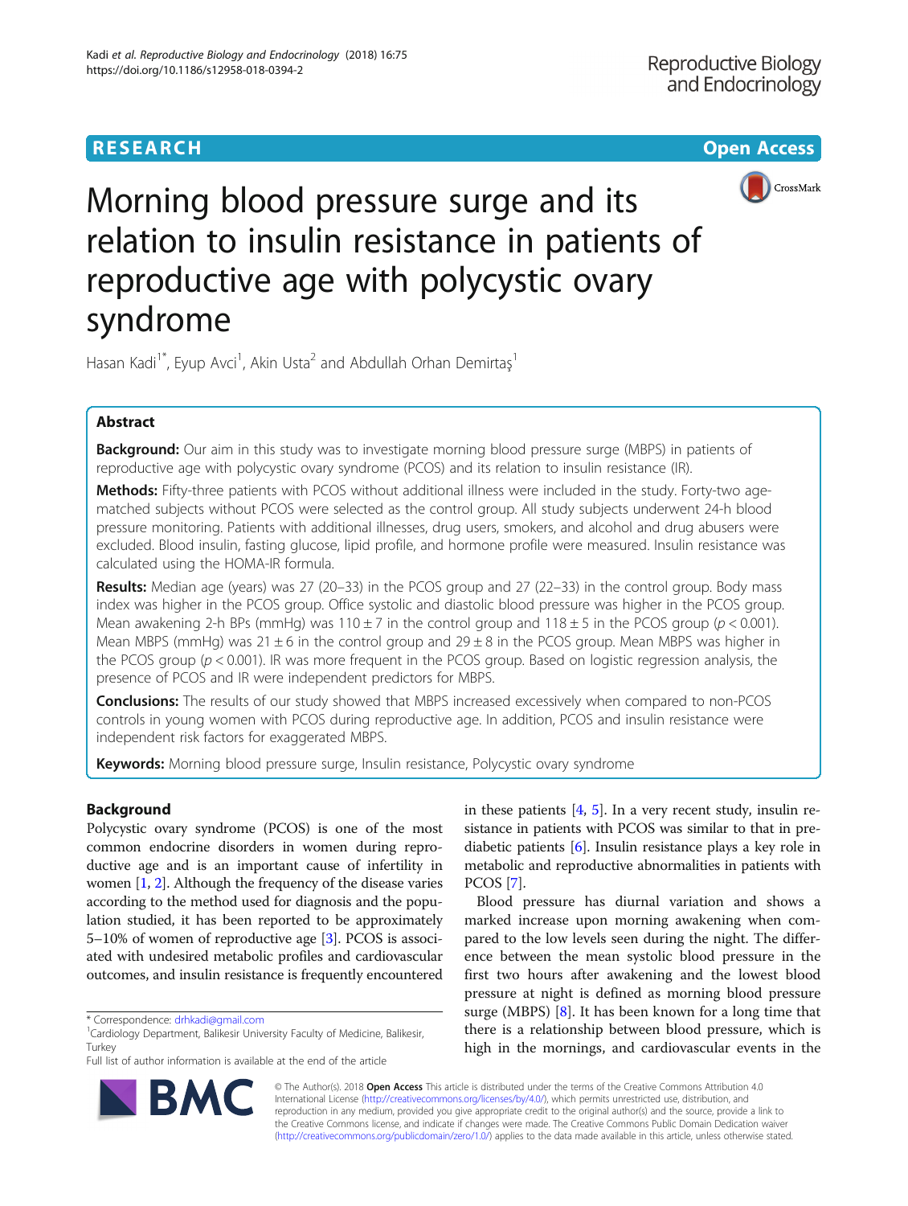# Morning blood pressure surge and its relation to insulin resistance in patients of reproductive age with polycystic ovary syndrome

Hasan Kadi[1*], Eyup Avci[1], Akin Usta[2] and Abdullah Orhan Demirtaş[1]

## Abstract

**Background:** Our aim in this study was to investigate morning blood pressure surge (MBPS) in patients of reproductive age with polycystic ovary syndrome (PCOS) and its relation to insulin resistance (IR).

**Methods:** Fifty-three patients with PCOS without additional illness were included in the study. Forty-two age-matched subjects without PCOS were selected as the control group. All study subjects underwent 24-h blood pressure monitoring. Patients with additional illnesses, drug users, smokers, and alcohol and drug abusers were excluded. Blood insulin, fasting glucose, lipid profile, and hormone profile were measured. Insulin resistance was calculated using the HOMA-IR formula.

**Results:** Median age (years) was 27 (20–33) in the PCOS group and 27 (22–33) in the control group. Body mass index was higher in the PCOS group. Office systolic and diastolic blood pressure was higher in the PCOS group. Mean awakening 2-h BPs (mmHg) was 110 ± 7 in the control group and 118 ± 5 in the PCOS group ($p < 0.001$). Mean MBPS (mmHg) was 21 ± 6 in the control group and 29 ± 8 in the PCOS group. Mean MBPS was higher in the PCOS group ($p < 0.001$). IR was more frequent in the PCOS group. Based on logistic regression analysis, the presence of PCOS and IR were independent predictors for MBPS.

**Conclusions:** The results of our study showed that MBPS increased excessively when compared to non-PCOS controls in young women with PCOS during reproductive age. In addition, PCOS and insulin resistance were independent risk factors for exaggerated MBPS.

**Keywords:** Morning blood pressure surge, Insulin resistance, Polycystic ovary syndrome

## Background

Polycystic ovary syndrome (PCOS) is one of the most common endocrine disorders in women during reproductive age and is an important cause of infertility in women [1, 2]. Although the frequency of the disease varies according to the method used for diagnosis and the population studied, it has been reported to be approximately 5–10% of women of reproductive age [3]. PCOS is associated with undesired metabolic profiles and cardiovascular outcomes, and insulin resistance is frequently encountered in these patients [4, 5]. In a very recent study, insulin resistance in patients with PCOS was similar to that in prediabetic patients [6]. Insulin resistance plays a key role in metabolic and reproductive abnormalities in patients with PCOS [7].

Blood pressure has diurnal variation and shows a marked increase upon morning awakening when compared to the low levels seen during the night. The difference between the mean systolic blood pressure in the first two hours after awakening and the lowest blood pressure at night is defined as morning blood pressure surge (MBPS) [8]. It has been known for a long time that there is a relationship between blood pressure, which is high in the mornings, and cardiovascular events in the

* Correspondence: drhkadi@gmail.com
[1]Cardiology Department, Balikesir University Faculty of Medicine, Balikesir, Turkey
Full list of author information is available at the end of the article

© The Author(s). 2018 **Open Access** This article is distributed under the terms of the Creative Commons Attribution 4.0 International License (http://creativecommons.org/licenses/by/4.0/), which permits unrestricted use, distribution, and reproduction in any medium, provided you give appropriate credit to the original author(s) and the source, provide a link to the Creative Commons license, and indicate if changes were made. The Creative Commons Public Domain Dedication waiver (http://creativecommons.org/publicdomain/zero/1.0/) applies to the data made available in this article, unless otherwise stated.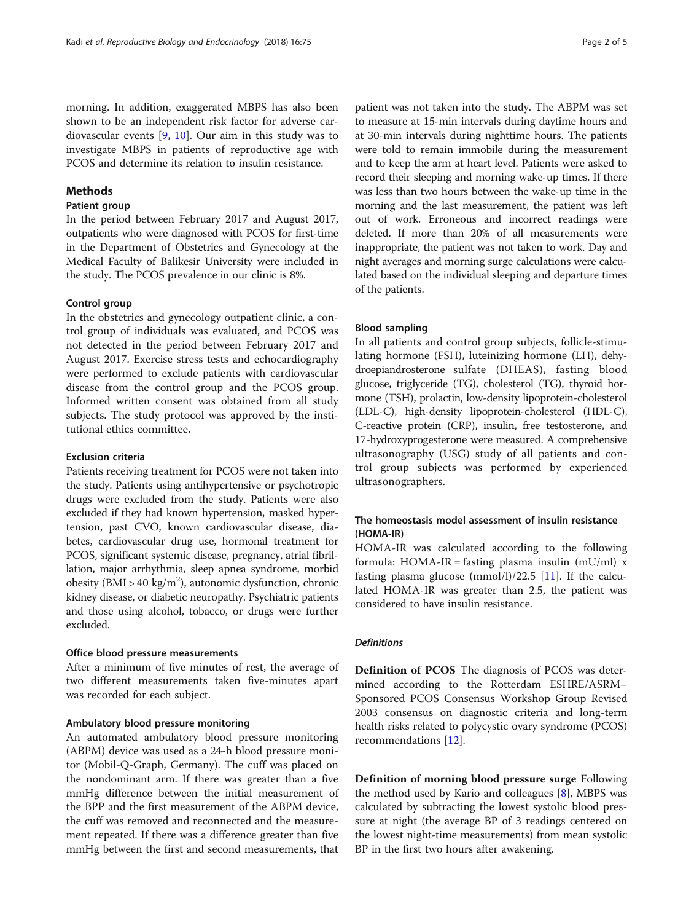morning. In addition, exaggerated MBPS has also been shown to be an independent risk factor for adverse cardiovascular events [9, 10]. Our aim in this study was to investigate MBPS in patients of reproductive age with PCOS and determine its relation to insulin resistance.

## Methods

### Patient group

In the period between February 2017 and August 2017, outpatients who were diagnosed with PCOS for first-time in the Department of Obstetrics and Gynecology at the Medical Faculty of Balikesir University were included in the study. The PCOS prevalence in our clinic is 8%.

#### Control group

In the obstetrics and gynecology outpatient clinic, a control group of individuals was evaluated, and PCOS was not detected in the period between February 2017 and August 2017. Exercise stress tests and echocardiography were performed to exclude patients with cardiovascular disease from the control group and the PCOS group. Informed written consent was obtained from all study subjects. The study protocol was approved by the institutional ethics committee.

#### Exclusion criteria

Patients receiving treatment for PCOS were not taken into the study. Patients using antihypertensive or psychotropic drugs were excluded from the study. Patients were also excluded if they had known hypertension, masked hypertension, past CVO, known cardiovascular disease, diabetes, cardiovascular drug use, hormonal treatment for PCOS, significant systemic disease, pregnancy, atrial fibrillation, major arrhythmia, sleep apnea syndrome, morbid obesity (BMI > 40 $kg/m^2$), autonomic dysfunction, chronic kidney disease, or diabetic neuropathy. Psychiatric patients and those using alcohol, tobacco, or drugs were further excluded.

#### Office blood pressure measurements

After a minimum of five minutes of rest, the average of two different measurements taken five-minutes apart was recorded for each subject.

#### Ambulatory blood pressure monitoring

An automated ambulatory blood pressure monitoring (ABPM) device was used as a 24-h blood pressure monitor (Mobil-Q-Graph, Germany). The cuff was placed on the nondominant arm. If there was greater than a five mmHg difference between the initial measurement of the BPP and the first measurement of the ABPM device, the cuff was removed and reconnected and the measurement repeated. If there was a difference greater than five mmHg between the first and second measurements, that patient was not taken into the study. The ABPM was set to measure at 15-min intervals during daytime hours and at 30-min intervals during nighttime hours. The patients were told to remain immobile during the measurement and to keep the arm at heart level. Patients were asked to record their sleeping and morning wake-up times. If there was less than two hours between the wake-up time in the morning and the last measurement, the patient was left out of work. Erroneous and incorrect readings were deleted. If more than 20% of all measurements were inappropriate, the patient was not taken to work. Day and night averages and morning surge calculations were calculated based on the individual sleeping and departure times of the patients.

#### Blood sampling

In all patients and control group subjects, follicle-stimulating hormone (FSH), luteinizing hormone (LH), dehydroepiandrosterone sulfate (DHEAS), fasting blood glucose, triglyceride (TG), cholesterol (TG), thyroid hormone (TSH), prolactin, low-density lipoprotein-cholesterol (LDL-C), high-density lipoprotein-cholesterol (HDL-C), C-reactive protein (CRP), insulin, free testosterone, and 17-hydroxyprogesterone were measured. A comprehensive ultrasonography (USG) study of all patients and control group subjects was performed by experienced ultrasonographers.

#### The homeostasis model assessment of insulin resistance (HOMA-IR)

HOMA-IR was calculated according to the following formula: HOMA-IR = fasting plasma insulin (mU/ml) x fasting plasma glucose (mmol/l)/22.5 [11]. If the calculated HOMA-IR was greater than 2.5, the patient was considered to have insulin resistance.

#### *Definitions*

**Definition of PCOS** The diagnosis of PCOS was determined according to the Rotterdam ESHRE/ASRM–Sponsored PCOS Consensus Workshop Group Revised 2003 consensus on diagnostic criteria and long-term health risks related to polycystic ovary syndrome (PCOS) recommendations [12].

**Definition of morning blood pressure surge** Following the method used by Kario and colleagues [8], MBPS was calculated by subtracting the lowest systolic blood pressure at night (the average BP of 3 readings centered on the lowest night-time measurements) from mean systolic BP in the first two hours after awakening.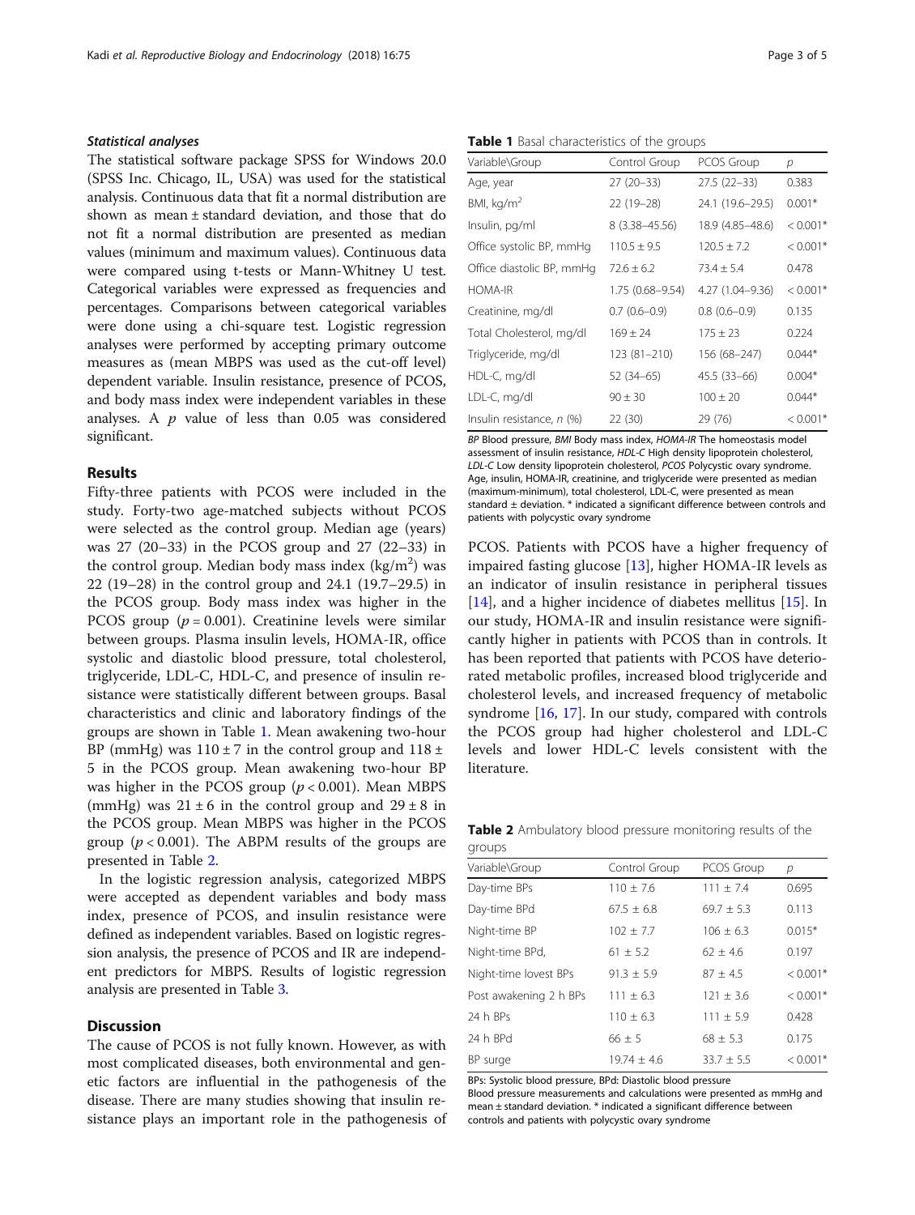### *Statistical analyses*

The statistical software package SPSS for Windows 20.0 (SPSS Inc. Chicago, IL, USA) was used for the statistical analysis. Continuous data that fit a normal distribution are shown as mean ± standard deviation, and those that do not fit a normal distribution are presented as median values (minimum and maximum values). Continuous data were compared using t-tests or Mann-Whitney U test. Categorical variables were expressed as frequencies and percentages. Comparisons between categorical variables were done using a chi-square test. Logistic regression analyses were performed by accepting primary outcome measures as (mean MBPS was used as the cut-off level) dependent variable. Insulin resistance, presence of PCOS, and body mass index were independent variables in these analyses. A $p$ value of less than 0.05 was considered significant.

## Results

Fifty-three patients with PCOS were included in the study. Forty-two age-matched subjects without PCOS were selected as the control group. Median age (years) was 27 (20–33) in the PCOS group and 27 (22–33) in the control group. Median body mass index (kg/m$^2$) was 22 (19–28) in the control group and 24.1 (19.7–29.5) in the PCOS group. Body mass index was higher in the PCOS group ($p = 0.001$). Creatinine levels were similar between groups. Plasma insulin levels, HOMA-IR, office systolic and diastolic blood pressure, total cholesterol, triglyceride, LDL-C, HDL-C, and presence of insulin resistance were statistically different between groups. Basal characteristics and clinic and laboratory findings of the groups are shown in Table 1. Mean awakening two-hour BP (mmHg) was 110 ± 7 in the control group and 118 ± 5 in the PCOS group. Mean awakening two-hour BP was higher in the PCOS group ($p < 0.001$). Mean MBPS (mmHg) was 21 ± 6 in the control group and 29 ± 8 in the PCOS group. Mean MBPS was higher in the PCOS group ($p < 0.001$). The ABPM results of the groups are presented in Table 2.

In the logistic regression analysis, categorized MBPS were accepted as dependent variables and body mass index, presence of PCOS, and insulin resistance were defined as independent variables. Based on logistic regression analysis, the presence of PCOS and IR are independent predictors for MBPS. Results of logistic regression analysis are presented in Table 3.

**Table 1** Basal characteristics of the groups

| Variable\Group | Control Group | PCOS Group | p |
|---|---|---|---|
| Age, year | 27 (20–33) | 27.5 (22–33) | 0.383 |
| BMI, kg/m$^2$ | 22 (19–28) | 24.1 (19.6–29.5) | 0.001* |
| Insulin, pg/ml | 8 (3.38–45.56) | 18.9 (4.85–48.6) | < 0.001* |
| Office systolic BP, mmHg | 110.5 ± 9.5 | 120.5 ± 7.2 | < 0.001* |
| Office diastolic BP, mmHg | 72.6 ± 6.2 | 73.4 ± 5.4 | 0.478 |
| HOMA-IR | 1.75 (0.68–9.54) | 4.27 (1.04–9.36) | < 0.001* |
| Creatinine, mg/dl | 0.7 (0.6–0.9) | 0.8 (0.6–0.9) | 0.135 |
| Total Cholesterol, mg/dl | 169 ± 24 | 175 ± 23 | 0.224 |
| Triglyceride, mg/dl | 123 (81–210) | 156 (68–247) | 0.044* |
| HDL-C, mg/dl | 52 (34–65) | 45.5 (33–66) | 0.004* |
| LDL-C, mg/dl | 90 ± 30 | 100 ± 20 | 0.044* |
| Insulin resistance, n (%) | 22 (30) | 29 (76) | < 0.001* |

*BP* Blood pressure, *BMI* Body mass index, *HOMA-IR* The homeostasis model assessment of insulin resistance, *HDL-C* High density lipoprotein cholesterol, *LDL-C* Low density lipoprotein cholesterol, *PCOS* Polycystic ovary syndrome. Age, insulin, HOMA-IR, creatinine, and triglyceride were presented as median (maximum-minimum), total cholesterol, LDL-C, were presented as mean standard ± deviation. * indicated a significant difference between controls and patients with polycystic ovary syndrome

## Discussion

The cause of PCOS is not fully known. However, as with most complicated diseases, both environmental and genetic factors are influential in the pathogenesis of the disease. There are many studies showing that insulin resistance plays an important role in the pathogenesis of PCOS. Patients with PCOS have a higher frequency of impaired fasting glucose [13], higher HOMA-IR levels as an indicator of insulin resistance in peripheral tissues [14], and a higher incidence of diabetes mellitus [15]. In our study, HOMA-IR and insulin resistance were significantly higher in patients with PCOS than in controls. It has been reported that patients with PCOS have deteriorated metabolic profiles, increased blood triglyceride and cholesterol levels, and increased frequency of metabolic syndrome [16, 17]. In our study, compared with controls the PCOS group had higher cholesterol and LDL-C levels and lower HDL-C levels consistent with the literature.

**Table 2** Ambulatory blood pressure monitoring results of the groups

| Variable\Group | Control Group | PCOS Group | p |
|---|---|---|---|
| Day-time BPs | 110 ± 7.6 | 111 ± 7.4 | 0.695 |
| Day-time BPd | 67.5 ± 6.8 | 69.7 ± 5.3 | 0.113 |
| Night-time BP | 102 ± 7.7 | 106 ± 6.3 | 0.015* |
| Night-time BPd, | 61 ± 5.2 | 62 ± 4.6 | 0.197 |
| Night-time lowest BPs | 91.3 ± 5.9 | 87 ± 4.5 | < 0.001* |
| Post awakening 2 h BPs | 111 ± 6.3 | 121 ± 3.6 | < 0.001* |
| 24 h BPs | 110 ± 6.3 | 111 ± 5.9 | 0.428 |
| 24 h BPd | 66 ± 5 | 68 ± 5.3 | 0.175 |
| BP surge | 19.74 ± 4.6 | 33.7 ± 5.5 | < 0.001* |

BPs: Systolic blood pressure, BPd: Diastolic blood pressure
Blood pressure measurements and calculations were presented as mmHg and mean ± standard deviation. * indicated a significant difference between controls and patients with polycystic ovary syndrome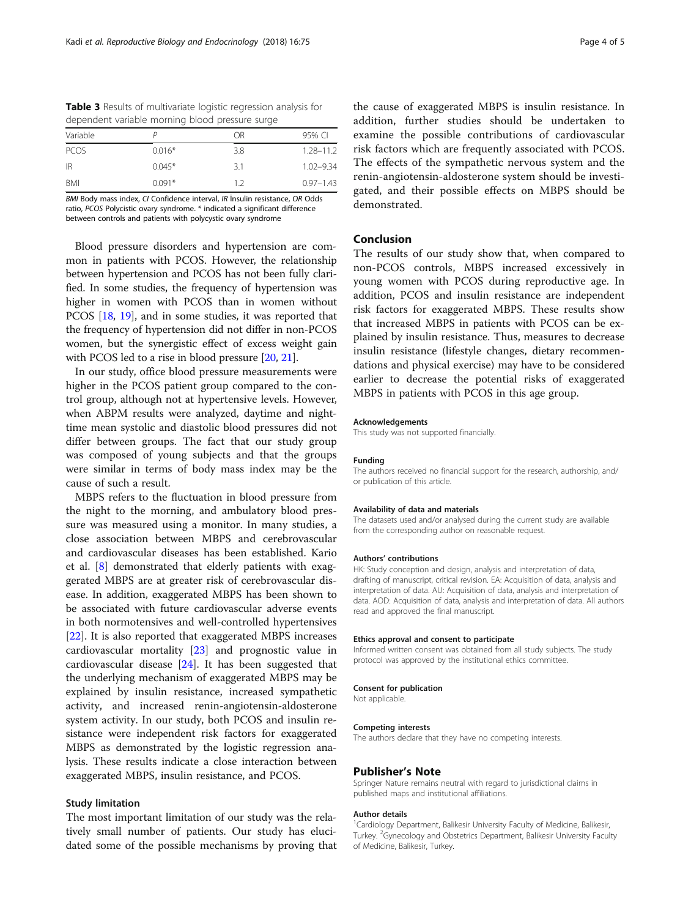**Table 3** Results of multivariate logistic regression analysis for dependent variable morning blood pressure surge

| Variable | P | OR | 95% CI |
|---|---|---|---|
| PCOS | 0.016* | 3.8 | 1.28–11.2 |
| IR | 0.045* | 3.1 | 1.02–9.34 |
| BMI | 0.091* | 1.2 | 0.97–1.43 |

*BMI* Body mass index, *CI* Confidence interval, *IR* İnsulin resistance, *OR* Odds ratio, *PCOS* Polycystic ovary syndrome. * indicated a significant difference between controls and patients with polycystic ovary syndrome

Blood pressure disorders and hypertension are common in patients with PCOS. However, the relationship between hypertension and PCOS has not been fully clarified. In some studies, the frequency of hypertension was higher in women with PCOS than in women without PCOS [18, 19], and in some studies, it was reported that the frequency of hypertension did not differ in non-PCOS women, but the synergistic effect of excess weight gain with PCOS led to a rise in blood pressure [20, 21].

In our study, office blood pressure measurements were higher in the PCOS patient group compared to the control group, although not at hypertensive levels. However, when ABPM results were analyzed, daytime and nighttime mean systolic and diastolic blood pressures did not differ between groups. The fact that our study group was composed of young subjects and that the groups were similar in terms of body mass index may be the cause of such a result.

MBPS refers to the fluctuation in blood pressure from the night to the morning, and ambulatory blood pressure was measured using a monitor. In many studies, a close association between MBPS and cerebrovascular and cardiovascular diseases has been established. Kario et al. [8] demonstrated that elderly patients with exaggerated MBPS are at greater risk of cerebrovascular disease. In addition, exaggerated MBPS has been shown to be associated with future cardiovascular adverse events in both normotensives and well-controlled hypertensives [22]. It is also reported that exaggerated MBPS increases cardiovascular mortality [23] and prognostic value in cardiovascular disease [24]. It has been suggested that the underlying mechanism of exaggerated MBPS may be explained by insulin resistance, increased sympathetic activity, and increased renin-angiotensin-aldosterone system activity. In our study, both PCOS and insulin resistance were independent risk factors for exaggerated MBPS as demonstrated by the logistic regression analysis. These results indicate a close interaction between exaggerated MBPS, insulin resistance, and PCOS.

### Study limitation

The most important limitation of our study was the relatively small number of patients. Our study has elucidated some of the possible mechanisms by proving that the cause of exaggerated MBPS is insulin resistance. In addition, further studies should be undertaken to examine the possible contributions of cardiovascular risk factors which are frequently associated with PCOS. The effects of the sympathetic nervous system and the renin-angiotensin-aldosterone system should be investigated, and their possible effects on MBPS should be demonstrated.

## Conclusion

The results of our study show that, when compared to non-PCOS controls, MBPS increased excessively in young women with PCOS during reproductive age. In addition, PCOS and insulin resistance are independent risk factors for exaggerated MBPS. These results show that increased MBPS in patients with PCOS can be explained by insulin resistance. Thus, measures to decrease insulin resistance (lifestyle changes, dietary recommendations and physical exercise) may have to be considered earlier to decrease the potential risks of exaggerated MBPS in patients with PCOS in this age group.

#### Acknowledgements

This study was not supported financially.

#### Funding

The authors received no financial support for the research, authorship, and/or publication of this article.

#### Availability of data and materials

The datasets used and/or analysed during the current study are available from the corresponding author on reasonable request.

#### Authors' contributions

HK: Study conception and design, analysis and interpretation of data, drafting of manuscript, critical revision. EA: Acquisition of data, analysis and interpretation of data. AU: Acquisition of data, analysis and interpretation of data. AOD: Acquisition of data, analysis and interpretation of data. All authors read and approved the final manuscript.

#### Ethics approval and consent to participate

Informed written consent was obtained from all study subjects. The study protocol was approved by the institutional ethics committee.

#### Consent for publication

Not applicable.

#### Competing interests

The authors declare that they have no competing interests.

## Publisher's Note

Springer Nature remains neutral with regard to jurisdictional claims in published maps and institutional affiliations.

#### Author details

[1]Cardiology Department, Balikesir University Faculty of Medicine, Balikesir, Turkey. [2]Gynecology and Obstetrics Department, Balikesir University Faculty of Medicine, Balikesir, Turkey.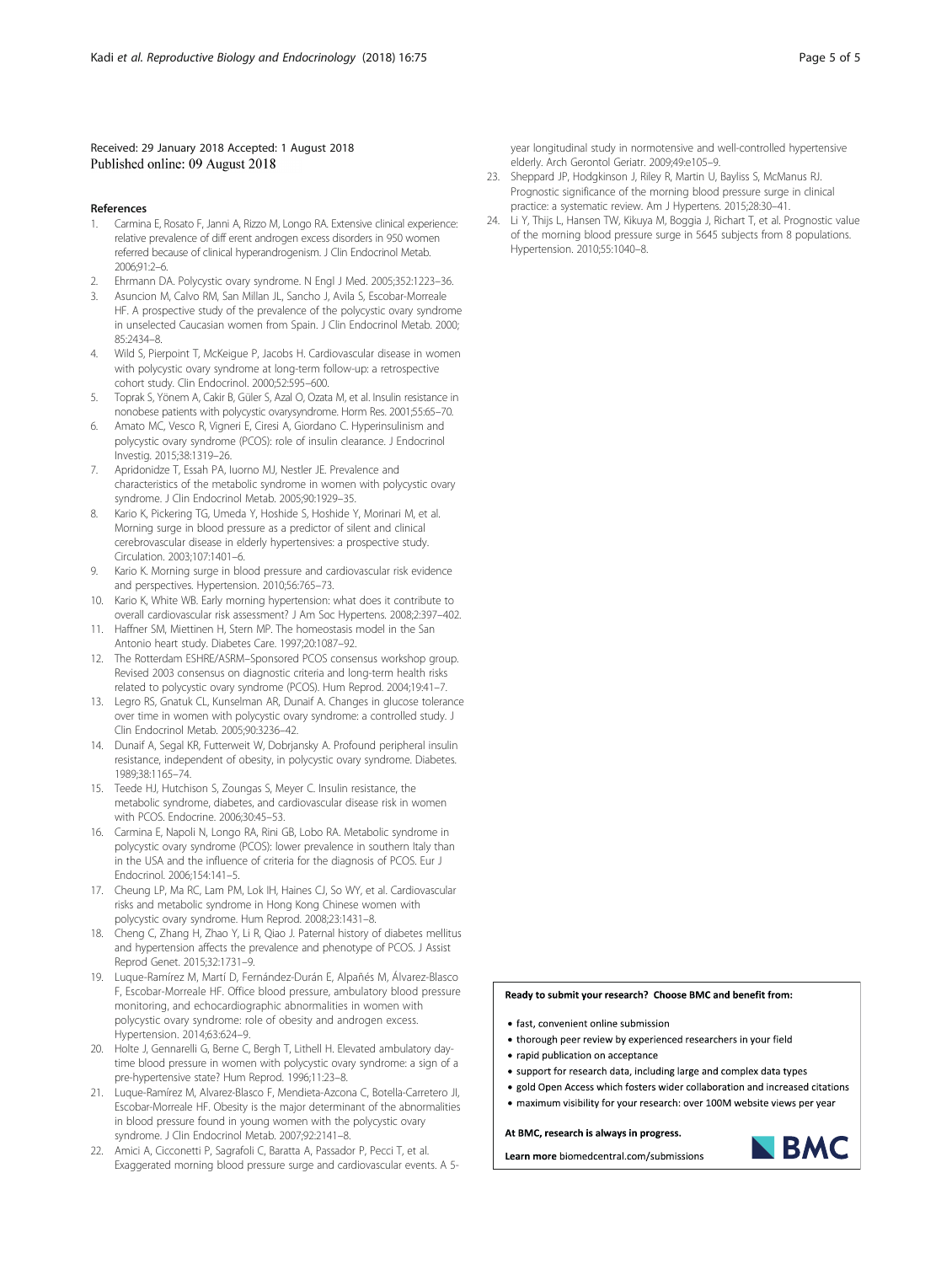Received: 29 January 2018 Accepted: 1 August 2018
Published online: 09 August 2018

## References

1. Carmina E, Rosato F, Janni A, Rizzo M, Longo RA. Extensive clinical experience: relative prevalence of diff erent androgen excess disorders in 950 women referred because of clinical hyperandrogenism. J Clin Endocrinol Metab. 2006;91:2–6.
2. Ehrmann DA. Polycystic ovary syndrome. N Engl J Med. 2005;352:1223–36.
3. Asuncion M, Calvo RM, San Millan JL, Sancho J, Avila S, Escobar-Morreale HF. A prospective study of the prevalence of the polycystic ovary syndrome in unselected Caucasian women from Spain. J Clin Endocrinol Metab. 2000; 85:2434–8.
4. Wild S, Pierpoint T, McKeigue P, Jacobs H. Cardiovascular disease in women with polycystic ovary syndrome at long-term follow-up: a retrospective cohort study. Clin Endocrinol. 2000;52:595–600.
5. Toprak S, Yönem A, Cakir B, Güler S, Azal O, Ozata M, et al. Insulin resistance in nonobese patients with polycystic ovarysyndrome. Horm Res. 2001;55:65–70.
6. Amato MC, Vesco R, Vigneri E, Ciresi A, Giordano C. Hyperinsulinism and polycystic ovary syndrome (PCOS): role of insulin clearance. J Endocrinol Investig. 2015;38:1319–26.
7. Apridonidze T, Essah PA, Iuorno MJ, Nestler JE. Prevalence and characteristics of the metabolic syndrome in women with polycystic ovary syndrome. J Clin Endocrinol Metab. 2005;90:1929–35.
8. Kario K, Pickering TG, Umeda Y, Hoshide S, Hoshide Y, Morinari M, et al. Morning surge in blood pressure as a predictor of silent and clinical cerebrovascular disease in elderly hypertensives: a prospective study. Circulation. 2003;107:1401–6.
9. Kario K. Morning surge in blood pressure and cardiovascular risk evidence and perspectives. Hypertension. 2010;56:765–73.
10. Kario K, White WB. Early morning hypertension: what does it contribute to overall cardiovascular risk assessment? J Am Soc Hypertens. 2008;2:397–402.
11. Haffner SM, Miettinen H, Stern MP. The homeostasis model in the San Antonio heart study. Diabetes Care. 1997;20:1087–92.
12. The Rotterdam ESHRE/ASRM–Sponsored PCOS consensus workshop group. Revised 2003 consensus on diagnostic criteria and long-term health risks related to polycystic ovary syndrome (PCOS). Hum Reprod. 2004;19:41–7.
13. Legro RS, Gnatuk CL, Kunselman AR, Dunaif A. Changes in glucose tolerance over time in women with polycystic ovary syndrome: a controlled study. J Clin Endocrinol Metab. 2005;90:3236–42.
14. Dunaif A, Segal KR, Futterweit W, Dobrjansky A. Profound peripheral insulin resistance, independent of obesity, in polycystic ovary syndrome. Diabetes. 1989;38:1165–74.
15. Teede HJ, Hutchison S, Zoungas S, Meyer C. Insulin resistance, the metabolic syndrome, diabetes, and cardiovascular disease risk in women with PCOS. Endocrine. 2006;30:45–53.
16. Carmina E, Napoli N, Longo RA, Rini GB, Lobo RA. Metabolic syndrome in polycystic ovary syndrome (PCOS): lower prevalence in southern Italy than in the USA and the influence of criteria for the diagnosis of PCOS. Eur J Endocrinol. 2006;154:141–5.
17. Cheung LP, Ma RC, Lam PM, Lok IH, Haines CJ, So WY, et al. Cardiovascular risks and metabolic syndrome in Hong Kong Chinese women with polycystic ovary syndrome. Hum Reprod. 2008;23:1431–8.
18. Cheng C, Zhang H, Zhao Y, Li R, Qiao J. Paternal history of diabetes mellitus and hypertension affects the prevalence and phenotype of PCOS. J Assist Reprod Genet. 2015;32:1731–9.
19. Luque-Ramírez M, Martí D, Fernández-Durán E, Alpañés M, Álvarez-Blasco F, Escobar-Morreale HF. Office blood pressure, ambulatory blood pressure monitoring, and echocardiographic abnormalities in women with polycystic ovary syndrome: role of obesity and androgen excess. Hypertension. 2014;63:624–9.
20. Holte J, Gennarelli G, Berne C, Bergh T, Lithell H. Elevated ambulatory day-time blood pressure in women with polycystic ovary syndrome: a sign of a pre-hypertensive state? Hum Reprod. 1996;11:23–8.
21. Luque-Ramírez M, Alvarez-Blasco F, Mendieta-Azcona C, Botella-Carretero JI, Escobar-Morreale HF. Obesity is the major determinant of the abnormalities in blood pressure found in young women with the polycystic ovary syndrome. J Clin Endocrinol Metab. 2007;92:2141–8.
22. Amici A, Cicconetti P, Sagrafoli C, Baratta A, Passador P, Pecci T, et al. Exaggerated morning blood pressure surge and cardiovascular events. A 5-year longitudinal study in normotensive and well-controlled hypertensive elderly. Arch Gerontol Geriatr. 2009;49:e105–9.
23. Sheppard JP, Hodgkinson J, Riley R, Martin U, Bayliss S, McManus RJ. Prognostic significance of the morning blood pressure surge in clinical practice: a systematic review. Am J Hypertens. 2015;28:30–41.
24. Li Y, Thijs L, Hansen TW, Kikuya M, Boggia J, Richart T, et al. Prognostic value of the morning blood pressure surge in 5645 subjects from 8 populations. Hypertension. 2010;55:1040–8.

**Ready to submit your research? Choose BMC and benefit from:**

- fast, convenient online submission
- thorough peer review by experienced researchers in your field
- rapid publication on acceptance
- support for research data, including large and complex data types
- gold Open Access which fosters wider collaboration and increased citations
- maximum visibility for your research: over 100M website views per year

**At BMC, research is always in progress.**

**Learn more** biomedcentral.com/submissions